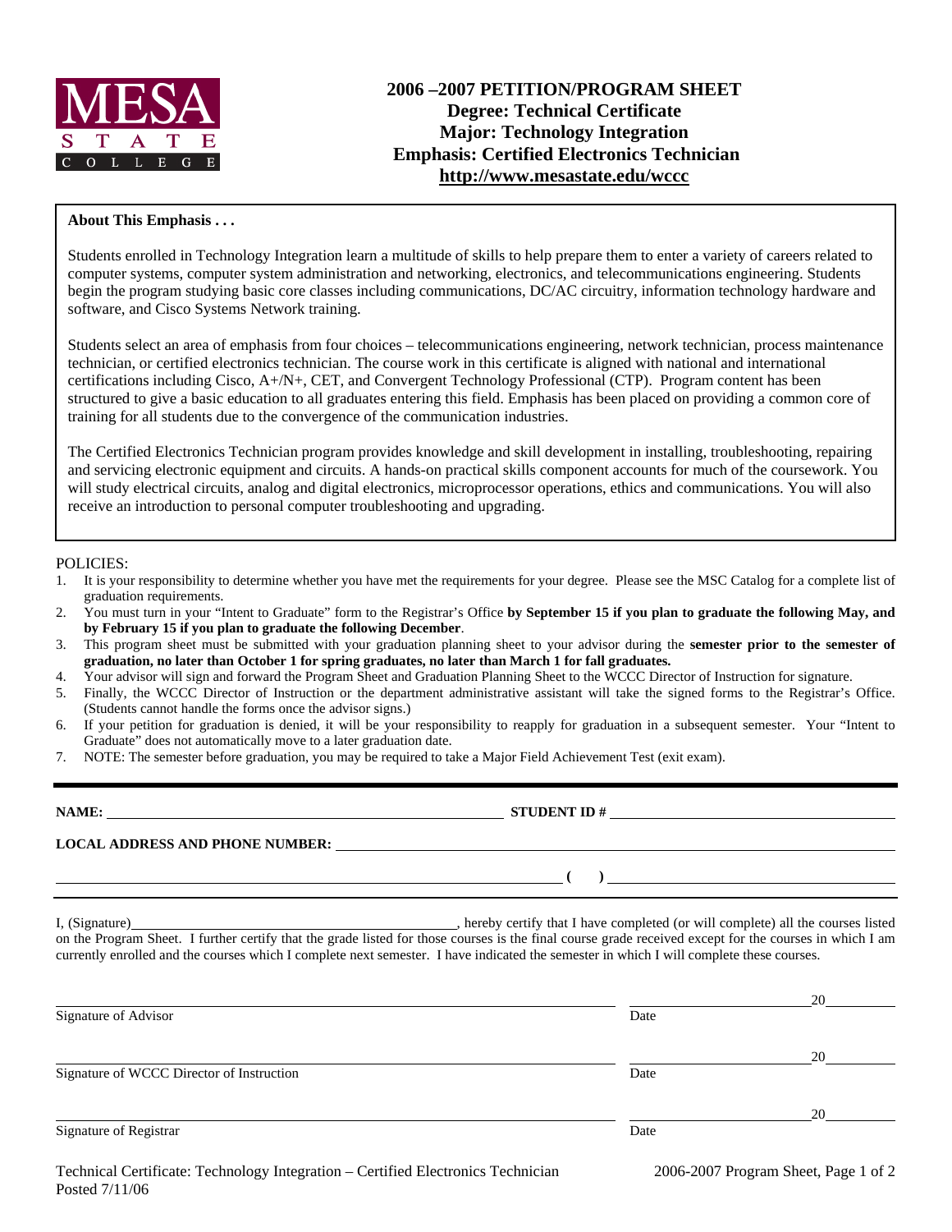MESA STATE COLLEGE

# 2006 –2007 PETITION/PROGRAM SHEET
## Degree: Technical Certificate
## Major: Technology Integration
## Emphasis: Certified Electronics Technician
## http://www.mesastate.edu/wccc

**About This Emphasis . . .**

Students enrolled in Technology Integration learn a multitude of skills to help prepare them to enter a variety of careers related to computer systems, computer system administration and networking, electronics, and telecommunications engineering. Students begin the program studying basic core classes including communications, DC/AC circuitry, information technology hardware and software, and Cisco Systems Network training.

Students select an area of emphasis from four choices – telecommunications engineering, network technician, process maintenance technician, or certified electronics technician. The course work in this certificate is aligned with national and international certifications including Cisco, A+/N+, CET, and Convergent Technology Professional (CTP). Program content has been structured to give a basic education to all graduates entering this field. Emphasis has been placed on providing a common core of training for all students due to the convergence of the communication industries.

The Certified Electronics Technician program provides knowledge and skill development in installing, troubleshooting, repairing and servicing electronic equipment and circuits. A hands-on practical skills component accounts for much of the coursework. You will study electrical circuits, analog and digital electronics, microprocessor operations, ethics and communications. You will also receive an introduction to personal computer troubleshooting and upgrading.

POLICIES:

1. It is your responsibility to determine whether you have met the requirements for your degree. Please see the MSC Catalog for a complete list of graduation requirements.
2. You must turn in your "Intent to Graduate" form to the Registrar's Office **by September 15 if you plan to graduate the following May, and by February 15 if you plan to graduate the following December**.
3. This program sheet must be submitted with your graduation planning sheet to your advisor during the **semester prior to the semester of graduation, no later than October 1 for spring graduates, no later than March 1 for fall graduates.**
4. Your advisor will sign and forward the Program Sheet and Graduation Planning Sheet to the WCCC Director of Instruction for signature.
5. Finally, the WCCC Director of Instruction or the department administrative assistant will take the signed forms to the Registrar's Office. (Students cannot handle the forms once the advisor signs.)
6. If your petition for graduation is denied, it will be your responsibility to reapply for graduation in a subsequent semester. Your "Intent to Graduate" does not automatically move to a later graduation date.
7. NOTE: The semester before graduation, you may be required to take a Major Field Achievement Test (exit exam).

**NAME:** ______________________________ **STUDENT ID #** ______________________________

**LOCAL ADDRESS AND PHONE NUMBER:** ______________________________

______________________________ **( )** ______________________________

I, (Signature)______________________________, hereby certify that I have completed (or will complete) all the courses listed on the Program Sheet. I further certify that the grade listed for those courses is the final course grade received except for the courses in which I am currently enrolled and the courses which I complete next semester. I have indicated the semester in which I will complete these courses.

______________________________ ______________ 20______
Signature of Advisor Date

______________________________ ______________ 20______
Signature of WCCC Director of Instruction Date

______________________________ ______________ 20______
Signature of Registrar Date

Technical Certificate: Technology Integration – Certified Electronics Technician
Posted 7/11/06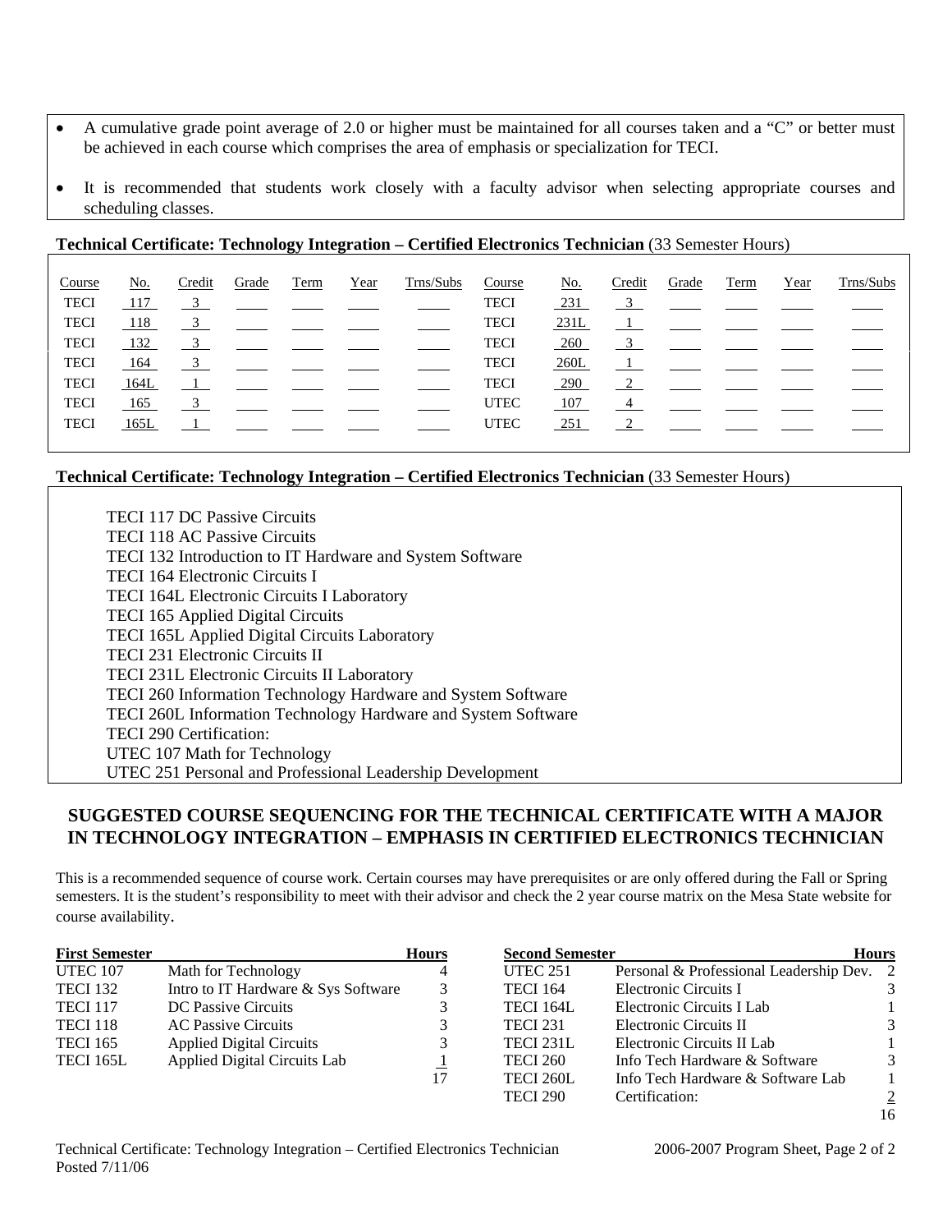- A cumulative grade point average of 2.0 or higher must be maintained for all courses taken and a "C" or better must be achieved in each course which comprises the area of emphasis or specialization for TECI.
- It is recommended that students work closely with a faculty advisor when selecting appropriate courses and scheduling classes.

**Technical Certificate: Technology Integration – Certified Electronics Technician** (33 Semester Hours)

| Course | No. | Credit | Grade | Term | Year | Trns/Subs | Course | No. | Credit | Grade | Term | Year | Trns/Subs |
|---|---|---|---|---|---|---|---|---|---|---|---|---|---|
| TECI | 117 | 3 | | | | | TECI | 231 | 3 | | | | |
| TECI | 118 | 3 | | | | | TECI | 231L | 1 | | | | |
| TECI | 132 | 3 | | | | | TECI | 260 | 3 | | | | |
| TECI | 164 | 3 | | | | | TECI | 260L | 1 | | | | |
| TECI | 164L | 1 | | | | | TECI | 290 | 2 | | | | |
| TECI | 165 | 3 | | | | | UTEC | 107 | 4 | | | | |
| TECI | 165L | 1 | | | | | UTEC | 251 | 2 | | | | |

**Technical Certificate: Technology Integration – Certified Electronics Technician** (33 Semester Hours)

TECI 117 DC Passive Circuits
TECI 118 AC Passive Circuits
TECI 132 Introduction to IT Hardware and System Software
TECI 164 Electronic Circuits I
TECI 164L Electronic Circuits I Laboratory
TECI 165 Applied Digital Circuits
TECI 165L Applied Digital Circuits Laboratory
TECI 231 Electronic Circuits II
TECI 231L Electronic Circuits II Laboratory
TECI 260 Information Technology Hardware and System Software
TECI 260L Information Technology Hardware and System Software
TECI 290 Certification:
UTEC 107 Math for Technology
UTEC 251 Personal and Professional Leadership Development

## SUGGESTED COURSE SEQUENCING FOR THE TECHNICAL CERTIFICATE WITH A MAJOR IN TECHNOLOGY INTEGRATION – EMPHASIS IN CERTIFIED ELECTRONICS TECHNICIAN

This is a recommended sequence of course work. Certain courses may have prerequisites or are only offered during the Fall or Spring semesters. It is the student's responsibility to meet with their advisor and check the 2 year course matrix on the Mesa State website for course availability.

| First Semester | | Hours |
|---|---|---|
| UTEC 107 | Math for Technology | 4 |
| TECI 132 | Intro to IT Hardware & Sys Software | 3 |
| TECI 117 | DC Passive Circuits | 3 |
| TECI 118 | AC Passive Circuits | 3 |
| TECI 165 | Applied Digital Circuits | 3 |
| TECI 165L | Applied Digital Circuits Lab | 1 |
| | | 17 |

| Second Semester | | Hours |
|---|---|---|
| UTEC 251 | Personal & Professional Leadership Dev. | 2 |
| TECI 164 | Electronic Circuits I | 3 |
| TECI 164L | Electronic Circuits I Lab | 1 |
| TECI 231 | Electronic Circuits II | 3 |
| TECI 231L | Electronic Circuits II Lab | 1 |
| TECI 260 | Info Tech Hardware & Software | 3 |
| TECI 260L | Info Tech Hardware & Software Lab | 1 |
| TECI 290 | Certification: | 2 |
| | | 16 |

Technical Certificate: Technology Integration – Certified Electronics Technician
Posted 7/11/06